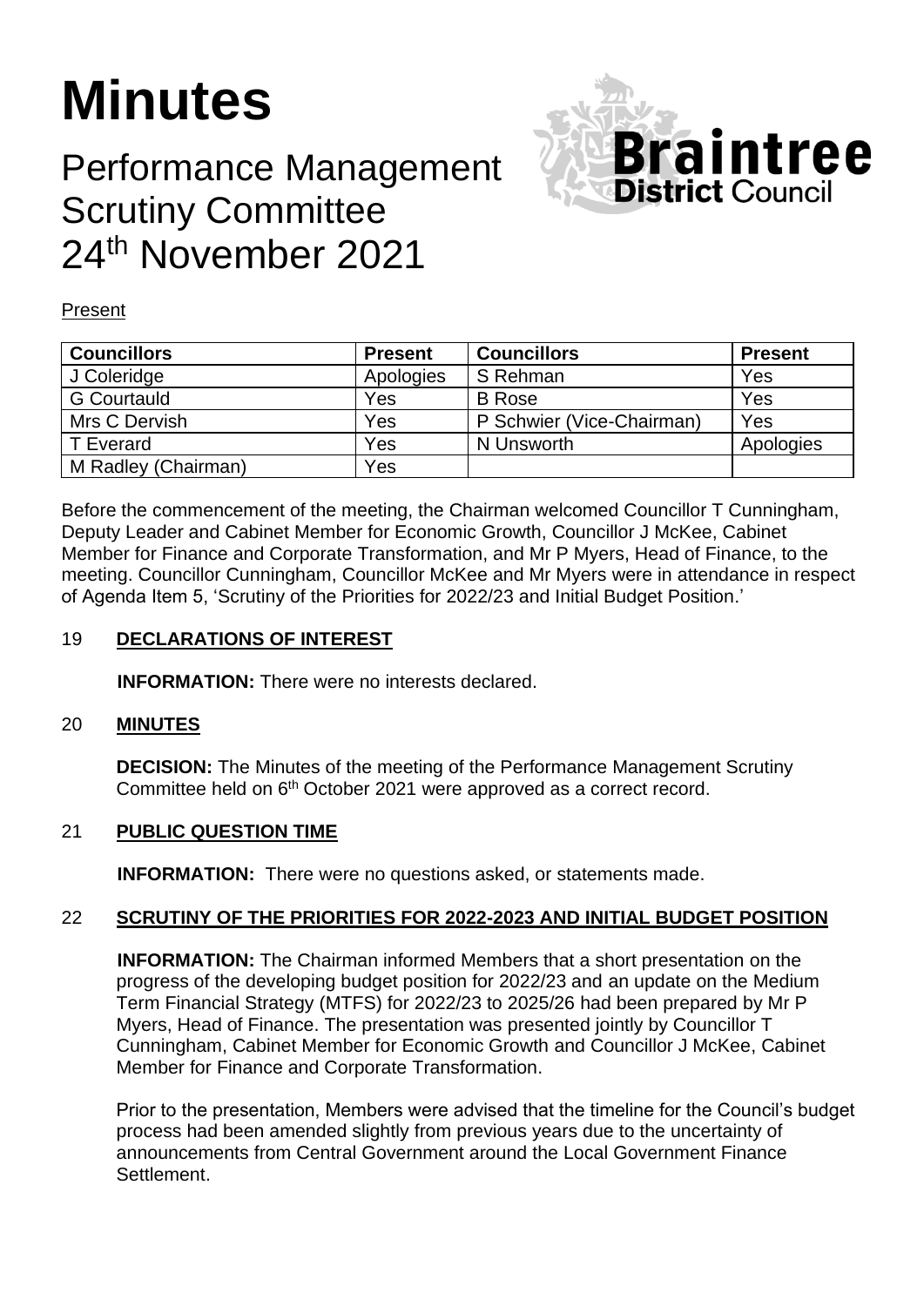# Minutes

## Performance Management Scrutiny Committee 24th November 2021

Present

| Councillors | Present | Councillors | Present |
|---|---|---|---|
| J Coleridge | Apologies | S Rehman | Yes |
| G Courtauld | Yes | B Rose | Yes |
| Mrs C Dervish | Yes | P Schwier (Vice-Chairman) | Yes |
| T Everard | Yes | N Unsworth | Apologies |
| M Radley (Chairman) | Yes | | |

Before the commencement of the meeting, the Chairman welcomed Councillor T Cunningham, Deputy Leader and Cabinet Member for Economic Growth, Councillor J McKee, Cabinet Member for Finance and Corporate Transformation, and Mr P Myers, Head of Finance, to the meeting. Councillor Cunningham, Councillor McKee and Mr Myers were in attendance in respect of Agenda Item 5, 'Scrutiny of the Priorities for 2022/23 and Initial Budget Position.'

### 19 DECLARATIONS OF INTEREST

**INFORMATION:** There were no interests declared.

### 20 MINUTES

**DECISION:** The Minutes of the meeting of the Performance Management Scrutiny Committee held on 6th October 2021 were approved as a correct record.

### 21 PUBLIC QUESTION TIME

**INFORMATION:** There were no questions asked, or statements made.

### 22 SCRUTINY OF THE PRIORITIES FOR 2022-2023 AND INITIAL BUDGET POSITION

**INFORMATION:** The Chairman informed Members that a short presentation on the progress of the developing budget position for 2022/23 and an update on the Medium Term Financial Strategy (MTFS) for 2022/23 to 2025/26 had been prepared by Mr P Myers, Head of Finance. The presentation was presented jointly by Councillor T Cunningham, Cabinet Member for Economic Growth and Councillor J McKee, Cabinet Member for Finance and Corporate Transformation.

Prior to the presentation, Members were advised that the timeline for the Council's budget process had been amended slightly from previous years due to the uncertainty of announcements from Central Government around the Local Government Finance Settlement.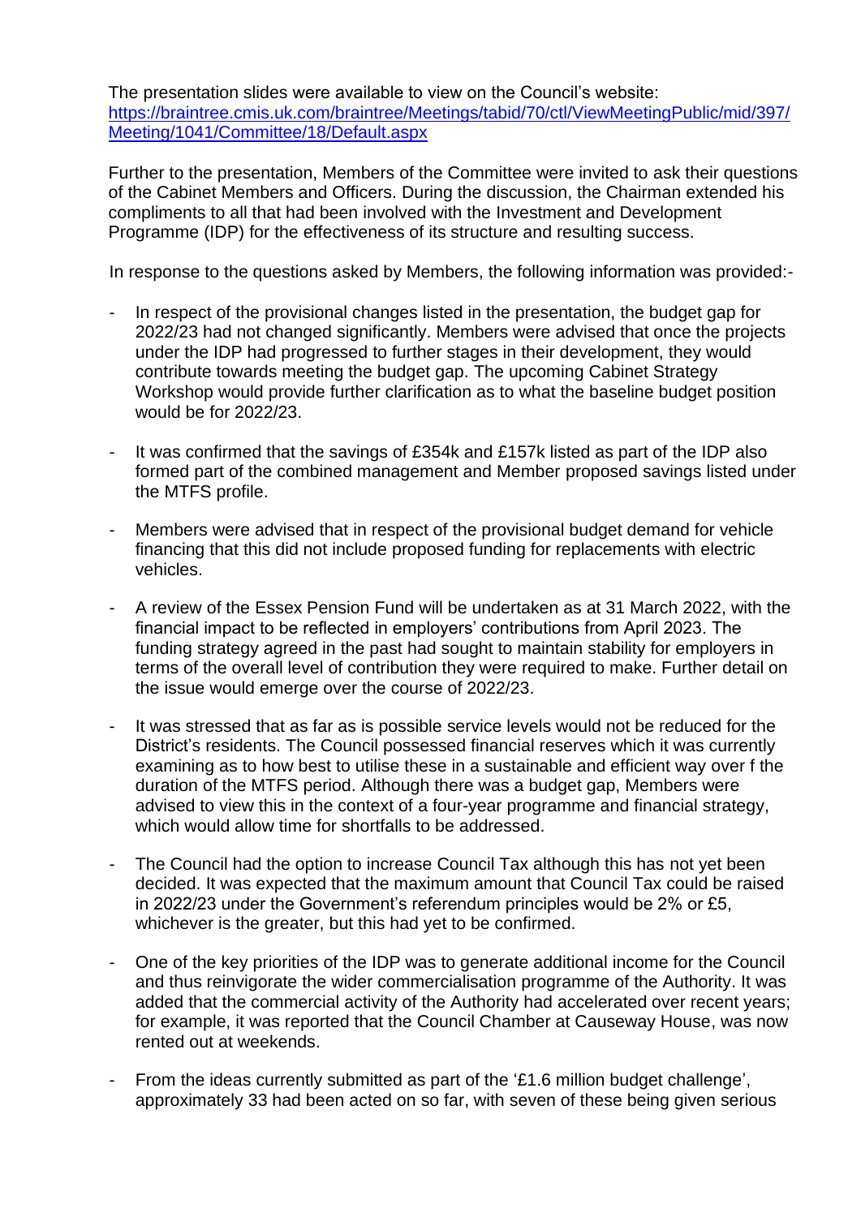The presentation slides were available to view on the Council's website: [https://braintree.cmis.uk.com/braintree/Meetings/tabid/70/ctl/ViewMeetingPublic/mid/397/Meeting/1041/Committee/18/Default.aspx](https://braintree.cmis.uk.com/braintree/Meetings/tabid/70/ctl/ViewMeetingPublic/mid/397/Meeting/1041/Committee/18/Default.aspx)

Further to the presentation, Members of the Committee were invited to ask their questions of the Cabinet Members and Officers. During the discussion, the Chairman extended his compliments to all that had been involved with the Investment and Development Programme (IDP) for the effectiveness of its structure and resulting success.

In response to the questions asked by Members, the following information was provided:-

- In respect of the provisional changes listed in the presentation, the budget gap for 2022/23 had not changed significantly. Members were advised that once the projects under the IDP had progressed to further stages in their development, they would contribute towards meeting the budget gap. The upcoming Cabinet Strategy Workshop would provide further clarification as to what the baseline budget position would be for 2022/23.
- It was confirmed that the savings of £354k and £157k listed as part of the IDP also formed part of the combined management and Member proposed savings listed under the MTFS profile.
- Members were advised that in respect of the provisional budget demand for vehicle financing that this did not include proposed funding for replacements with electric vehicles.
- A review of the Essex Pension Fund will be undertaken as at 31 March 2022, with the financial impact to be reflected in employers' contributions from April 2023. The funding strategy agreed in the past had sought to maintain stability for employers in terms of the overall level of contribution they were required to make. Further detail on the issue would emerge over the course of 2022/23.
- It was stressed that as far as is possible service levels would not be reduced for the District's residents. The Council possessed financial reserves which it was currently examining as to how best to utilise these in a sustainable and efficient way over f the duration of the MTFS period. Although there was a budget gap, Members were advised to view this in the context of a four-year programme and financial strategy, which would allow time for shortfalls to be addressed.
- The Council had the option to increase Council Tax although this has not yet been decided. It was expected that the maximum amount that Council Tax could be raised in 2022/23 under the Government's referendum principles would be 2% or £5, whichever is the greater, but this had yet to be confirmed.
- One of the key priorities of the IDP was to generate additional income for the Council and thus reinvigorate the wider commercialisation programme of the Authority. It was added that the commercial activity of the Authority had accelerated over recent years; for example, it was reported that the Council Chamber at Causeway House, was now rented out at weekends.
- From the ideas currently submitted as part of the '£1.6 million budget challenge', approximately 33 had been acted on so far, with seven of these being given serious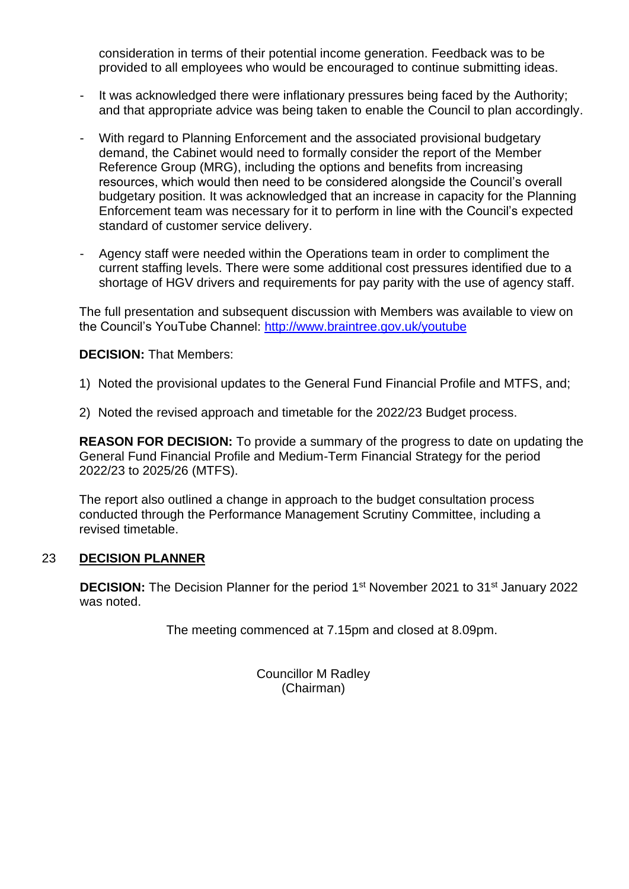consideration in terms of their potential income generation. Feedback was to be provided to all employees who would be encouraged to continue submitting ideas.

- It was acknowledged there were inflationary pressures being faced by the Authority; and that appropriate advice was being taken to enable the Council to plan accordingly.

- With regard to Planning Enforcement and the associated provisional budgetary demand, the Cabinet would need to formally consider the report of the Member Reference Group (MRG), including the options and benefits from increasing resources, which would then need to be considered alongside the Council's overall budgetary position. It was acknowledged that an increase in capacity for the Planning Enforcement team was necessary for it to perform in line with the Council's expected standard of customer service delivery.

- Agency staff were needed within the Operations team in order to compliment the current staffing levels. There were some additional cost pressures identified due to a shortage of HGV drivers and requirements for pay parity with the use of agency staff.

The full presentation and subsequent discussion with Members was available to view on the Council's YouTube Channel: [http://www.braintree.gov.uk/youtube](http://www.braintree.gov.uk/youtube)

**DECISION:** That Members:

1) Noted the provisional updates to the General Fund Financial Profile and MTFS, and;

2) Noted the revised approach and timetable for the 2022/23 Budget process.

**REASON FOR DECISION:** To provide a summary of the progress to date on updating the General Fund Financial Profile and Medium-Term Financial Strategy for the period 2022/23 to 2025/26 (MTFS).

The report also outlined a change in approach to the budget consultation process conducted through the Performance Management Scrutiny Committee, including a revised timetable.

## 23 DECISION PLANNER

**DECISION:** The Decision Planner for the period 1st November 2021 to 31st January 2022 was noted.

The meeting commenced at 7.15pm and closed at 8.09pm.

Councillor M Radley
(Chairman)